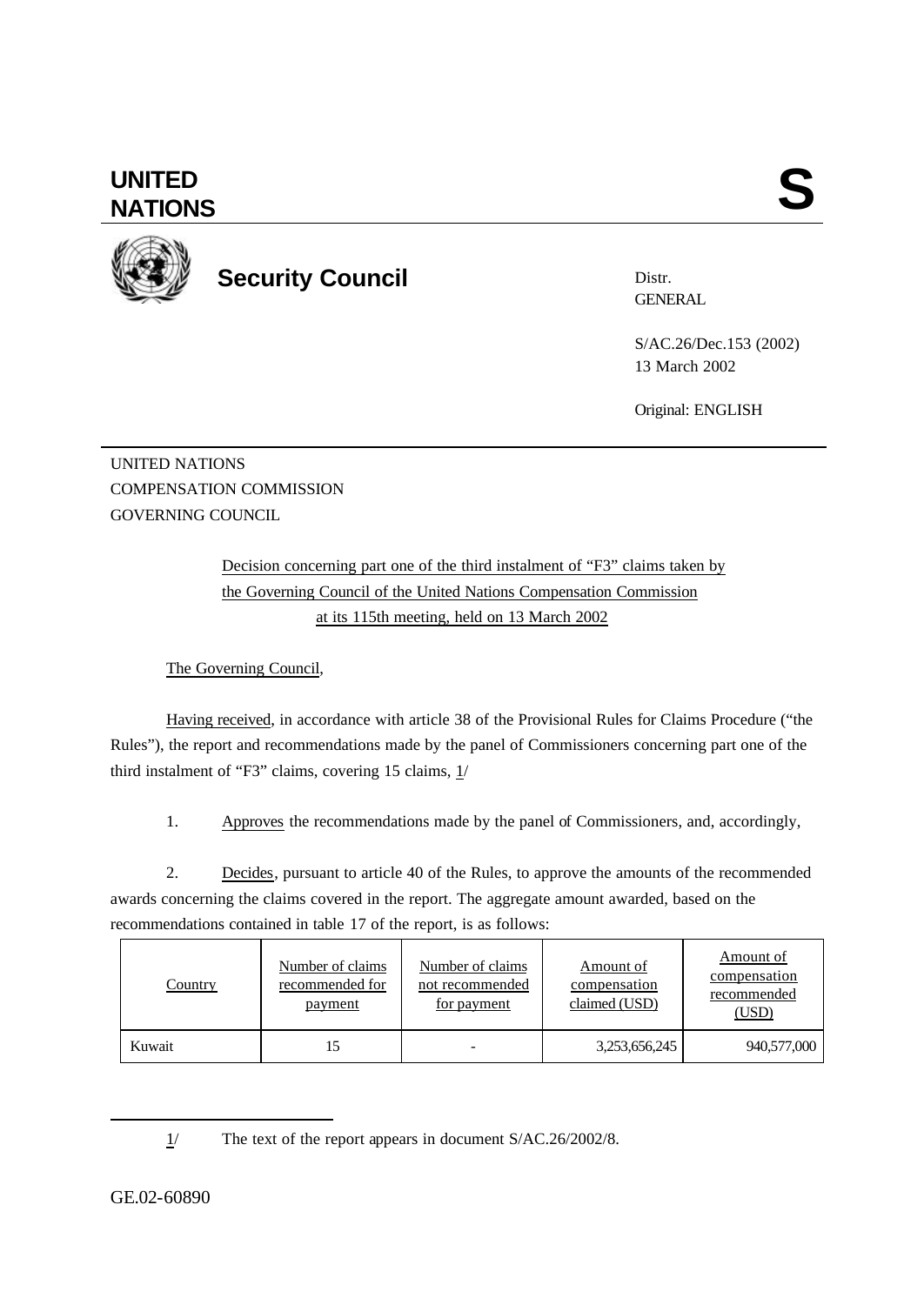# UNITED NATIONS

# S

## Security Council

Distr.
GENERAL

S/AC.26/Dec.153 (2002)
13 March 2002

Original: ENGLISH

UNITED NATIONS
COMPENSATION COMMISSION
GOVERNING COUNCIL

Decision concerning part one of the third instalment of "F3" claims taken by the Governing Council of the United Nations Compensation Commission at its 115th meeting, held on 13 March 2002

The Governing Council,

Having received, in accordance with article 38 of the Provisional Rules for Claims Procedure ("the Rules"), the report and recommendations made by the panel of Commissioners concerning part one of the third instalment of "F3" claims, covering 15 claims, 1/

1. Approves the recommendations made by the panel of Commissioners, and, accordingly,

2. Decides, pursuant to article 40 of the Rules, to approve the amounts of the recommended awards concerning the claims covered in the report. The aggregate amount awarded, based on the recommendations contained in table 17 of the report, is as follows:

| Country | Number of claims recommended for payment | Number of claims not recommended for payment | Amount of compensation claimed (USD) | Amount of compensation recommended (USD) |
|---|---|---|---|---|
| Kuwait | 15 | - | 3,253,656,245 | 940,577,000 |

1/ The text of the report appears in document S/AC.26/2002/8.

GE.02-60890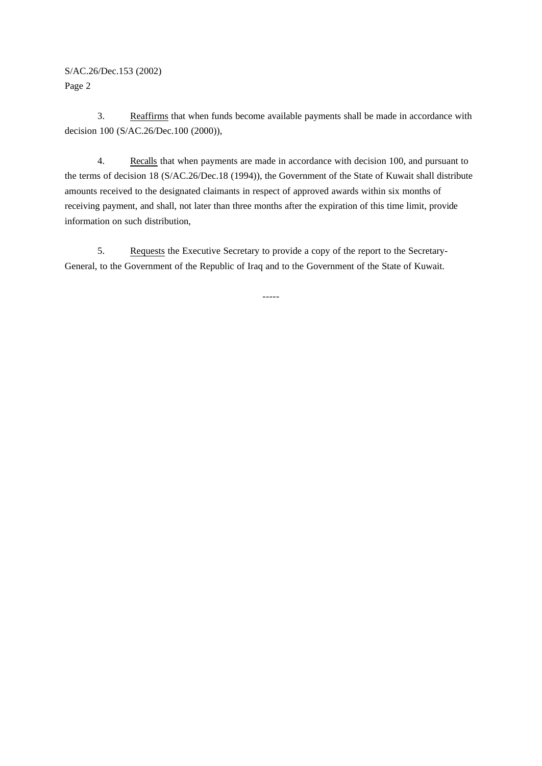3. <u>Reaffirms</u> that when funds become available payments shall be made in accordance with decision 100 (S/AC.26/Dec.100 (2000)),

4. <u>Recalls</u> that when payments are made in accordance with decision 100, and pursuant to the terms of decision 18 (S/AC.26/Dec.18 (1994)), the Government of the State of Kuwait shall distribute amounts received to the designated claimants in respect of approved awards within six months of receiving payment, and shall, not later than three months after the expiration of this time limit, provide information on such distribution,

5. <u>Requests</u> the Executive Secretary to provide a copy of the report to the Secretary-General, to the Government of the Republic of Iraq and to the Government of the State of Kuwait.

-----